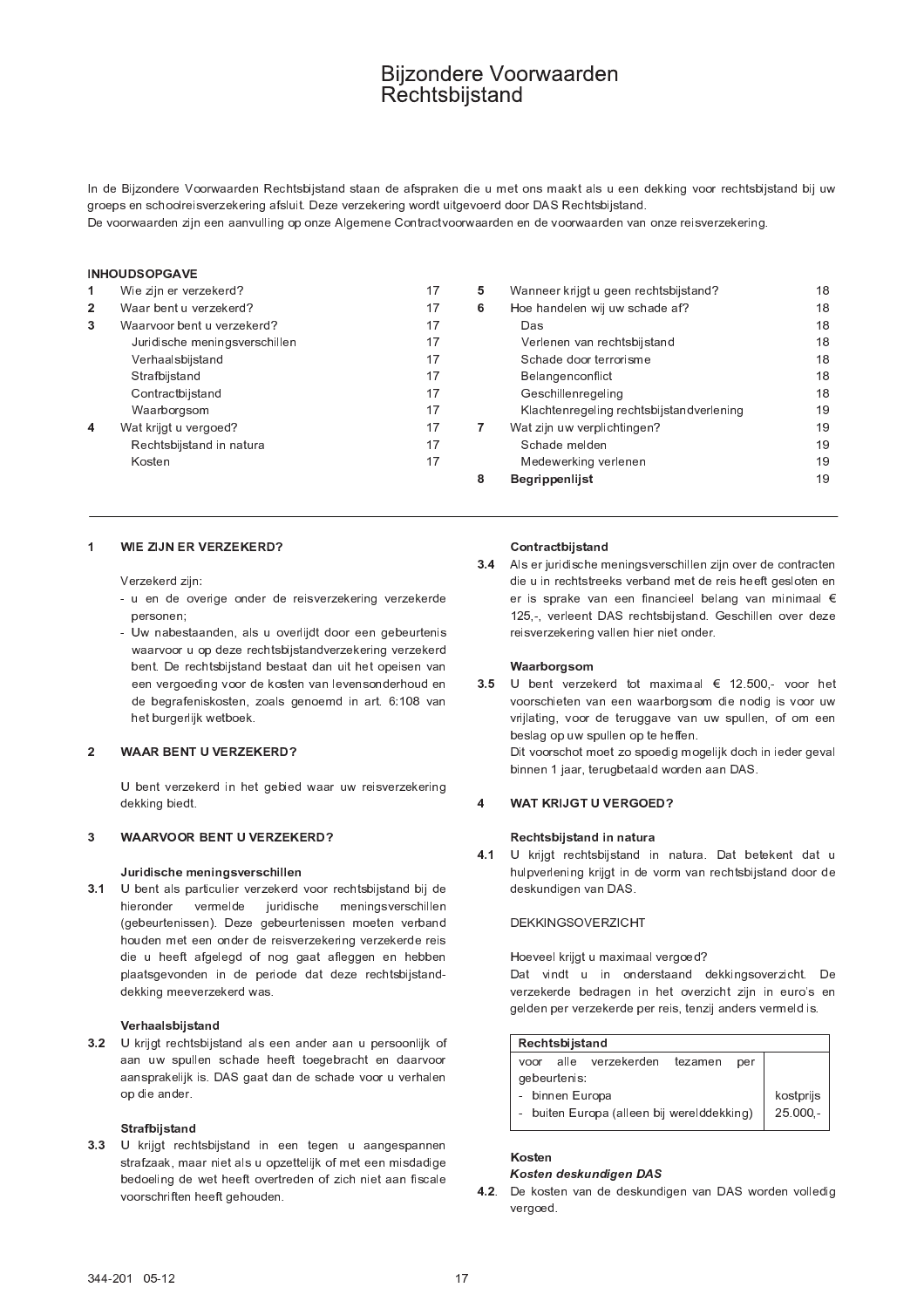# Bijzondere Voorwaarden Rechtsbijstand

In de Bijzondere Voorwaarden Rechtsbijstand staan de afspraken die u met ons maakt als u een dekking voor rechtsbijstand bij uw groeps en schoolreisverzekering afsluit. Deze verzekering wordt uitgevoerd door DAS Rechtsbijstand.
De voorwaarden zijn een aanvulling op onze Algemene Contractvoorwaarden en de voorwaarden van onze reisverzekering.

**INHOUDSOPGAVE**

| | | |
|---|---|---|
| **1** | Wie zijn er verzekerd? | 17 |
| **2** | Waar bent u verzekerd? | 17 |
| **3** | Waarvoor bent u verzekerd? | 17 |
| | Juridische meningsverschillen | 17 |
| | Verhaalsbijstand | 17 |
| | Strafbijstand | 17 |
| | Contractbijstand | 17 |
| | Waarborgsom | 17 |
| **4** | Wat krijgt u vergoed? | 17 |
| | Rechtsbijstand in natura | 17 |
| | Kosten | 17 |
| **5** | Wanneer krijgt u geen rechtsbijstand? | 18 |
| **6** | Hoe handelen wij uw schade af? | 18 |
| | Das | 18 |
| | Verlenen van rechtsbijstand | 18 |
| | Schade door terrorisme | 18 |
| | Belangenconflict | 18 |
| | Geschillenregeling | 18 |
| | Klachtenregeling rechtsbijstandverlening | 19 |
| **7** | Wat zijn uw verplichtingen? | 19 |
| | Schade melden | 19 |
| | Medewerking verlenen | 19 |
| **8** | **Begrippenlijst** | 19 |

## 1 WIE ZIJN ER VERZEKERD?

Verzekerd zijn:

- u en de overige onder de reisverzekering verzekerde personen;
- Uw nabestaanden, als u overlijdt door een gebeurtenis waarvoor u op deze rechtsbijstandverzekering verzekerd bent. De rechtsbijstand bestaat dan uit het opeisen van een vergoeding voor de kosten van levensonderhoud en de begrafeniskosten, zoals genoemd in art. 6:108 van het burgerlijk wetboek.

## 2 WAAR BENT U VERZEKERD?

U bent verzekerd in het gebied waar uw reisverzekering dekking biedt.

## 3 WAARVOOR BENT U VERZEKERD?

### Juridische meningsverschillen

**3.1** U bent als particulier verzekerd voor rechtsbijstand bij de hieronder vermelde juridische meningsverschillen (gebeurtenissen). Deze gebeurtenissen moeten verband houden met een onder de reisverzekering verzekerde reis die u heeft afgelegd of nog gaat afleggen en hebben plaatsgevonden in de periode dat deze rechtsbijstand-dekking meeverzekerd was.

### Verhaalsbijstand

**3.2** U krijgt rechtsbijstand als een ander aan u persoonlijk of aan uw spullen schade heeft toegebracht en daarvoor aansprakelijk is. DAS gaat dan de schade voor u verhalen op die ander.

### Strafbijstand

**3.3** U krijgt rechtsbijstand in een tegen u aangespannen strafzaak, maar niet als u opzettelijk of met een misdadige bedoeling de wet heeft overtreden of zich niet aan fiscale voorschriften heeft gehouden.

### Contractbijstand

**3.4** Als er juridische meningsverschillen zijn over de contracten die u in rechtstreeks verband met de reis heeft gesloten en er is sprake van een financieel belang van minimaal € 125,-, verleent DAS rechtsbijstand. Geschillen over deze reisverzekering vallen hier niet onder.

### Waarborgsom

**3.5** U bent verzekerd tot maximaal € 12.500,- voor het voorschieten van een waarborgsom die nodig is voor uw vrijlating, voor de teruggave van uw spullen, of om een beslag op uw spullen op te heffen.
Dit voorschot moet zo spoedig mogelijk doch in ieder geval binnen 1 jaar, terugbetaald worden aan DAS.

## 4 WAT KRIJGT U VERGOED?

### Rechtsbijstand in natura

**4.1** U krijgt rechtsbijstand in natura. Dat betekent dat u hulpverlening krijgt in de vorm van rechtsbijstand door de deskundigen van DAS.

DEKKINGSOVERZICHT

Hoeveel krijgt u maximaal vergoed?
Dat vindt u in onderstaand dekkingsoverzicht. De verzekerde bedragen in het overzicht zijn in euro's en gelden per verzekerde per reis, tenzij anders vermeld is.

| **Rechtsbijstand** | |
|---|---|
| voor alle verzekerden tezamen per gebeurtenis: | |
| - binnen Europa | kostprijs |
| - buiten Europa (alleen bij werelddekking) | 25.000,- |

### Kosten

***Kosten deskundigen DAS***

**4.2.** De kosten van de deskundigen van DAS worden volledig vergoed.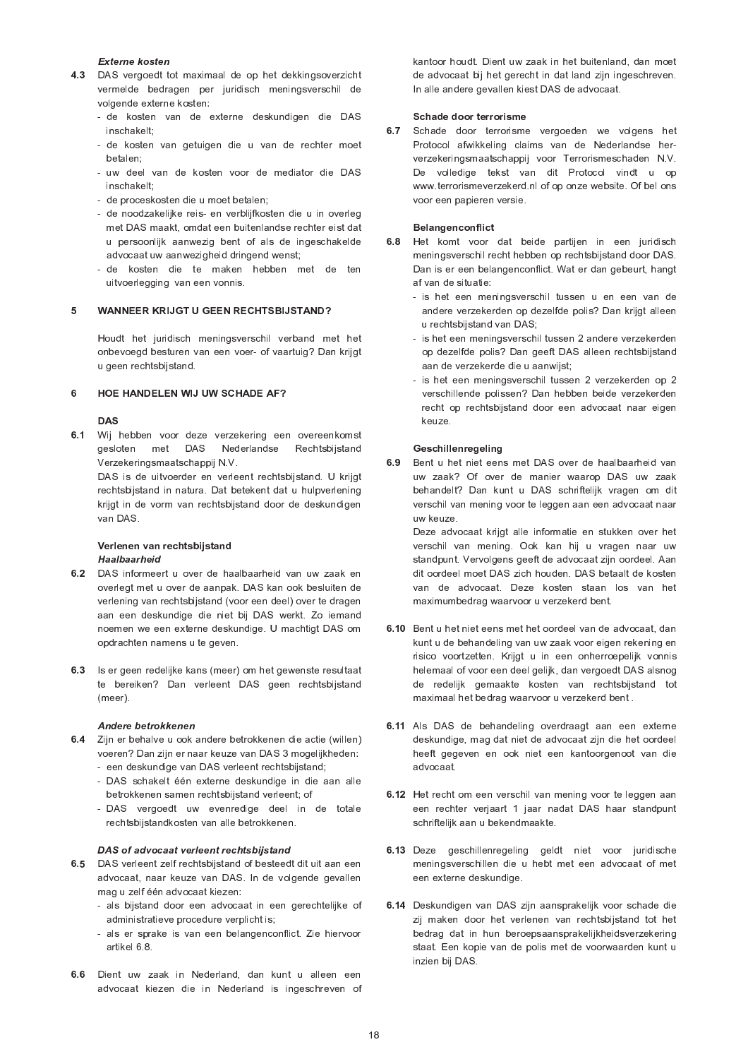*Externe kosten*

**4.3** DAS vergoedt tot maximaal de op het dekkingsoverzicht vermelde bedragen per juridisch meningsverschil de volgende externe kosten:

- de kosten van de externe deskundigen die DAS inschakelt;
- de kosten van getuigen die u van de rechter moet betalen;
- uw deel van de kosten voor de mediator die DAS inschakelt;
- de proceskosten die u moet betalen;
- de noodzakelijke reis- en verblijfkosten die u in overleg met DAS maakt, omdat een buitenlandse rechter eist dat u persoonlijk aanwezig bent of als de ingeschakelde advocaat uw aanwezigheid dringend wenst;
- de kosten die te maken hebben met de ten uitvoerlegging van een vonnis.

## 5 WANNEER KRIJGT U GEEN RECHTSBIJSTAND?

Houdt het juridisch meningsverschil verband met het onbevoegd besturen van een voer- of vaartuig? Dan krijgt u geen rechtsbijstand.

## 6 HOE HANDELEN WIJ UW SCHADE AF?

**DAS**

**6.1** Wij hebben voor deze verzekering een overeenkomst gesloten met DAS Nederlandse Rechtsbijstand Verzekeringsmaatschappij N.V.
DAS is de uitvoerder en verleent rechtsbijstand. U krijgt rechtsbijstand in natura. Dat betekent dat u hulpverlening krijgt in de vorm van rechtsbijstand door de deskundigen van DAS.

**Verlenen van rechtsbijstand**
***Haalbaarheid***

**6.2** DAS informeert u over de haalbaarheid van uw zaak en overlegt met u over de aanpak. DAS kan ook besluiten de verlening van rechtsbijstand (voor een deel) over te dragen aan een deskundige die niet bij DAS werkt. Zo iemand noemen we een externe deskundige. U machtigt DAS om opdrachten namens u te geven.

**6.3** Is er geen redelijke kans (meer) om het gewenste resultaat te bereiken? Dan verleent DAS geen rechtsbijstand (meer).

*Andere betrokkenen*

**6.4** Zijn er behalve u ook andere betrokkenen die actie (willen) voeren? Dan zijn er naar keuze van DAS 3 mogelijkheden:

- een deskundige van DAS verleent rechtsbijstand;
- DAS schakelt één externe deskundige in die aan alle betrokkenen samen rechtsbijstand verleent; of
- DAS vergoedt uw evenredige deel in de totale rechtsbijstandkosten van alle betrokkenen.

*DAS of advocaat verleent rechtsbijstand*

**6.5** DAS verleent zelf rechtsbijstand of besteedt dit uit aan een advocaat, naar keuze van DAS. In de volgende gevallen mag u zelf één advocaat kiezen:

- als bijstand door een advocaat in een gerechtelijke of administratieve procedure verplicht is;
- als er sprake is van een belangenconflict. Zie hiervoor artikel 6.8.

**6.6** Dient uw zaak in Nederland, dan kunt u alleen een advocaat kiezen die in Nederland is ingeschreven of kantoor houdt. Dient uw zaak in het buitenland, dan moet de advocaat bij het gerecht in dat land zijn ingeschreven. In alle andere gevallen kiest DAS de advocaat.

**Schade door terrorisme**

**6.7** Schade door terrorisme vergoeden we volgens het Protocol afwikkeling claims van de Nederlandse herverzekeringsmaatschappij voor Terrorismeschaden N.V. De volledige tekst van dit Protocol vindt u op www.terrorismeverzekerd.nl of op onze website. Of bel ons voor een papieren versie.

**Belangenconflict**

**6.8** Het komt voor dat beide partijen in een juridisch meningsverschil recht hebben op rechtsbijstand door DAS. Dan is er een belangenconflict. Wat er dan gebeurt, hangt af van de situatie:

- is het een meningsverschil tussen u en een van de andere verzekerden op dezelfde polis? Dan krijgt alleen u rechtsbijstand van DAS;
- is het een meningsverschil tussen 2 andere verzekerden op dezelfde polis? Dan geeft DAS alleen rechtsbijstand aan de verzekerde die u aanwijst;
- is het een meningsverschil tussen 2 verzekerden op 2 verschillende polissen? Dan hebben beide verzekerden recht op rechtsbijstand door een advocaat naar eigen keuze.

**Geschillenregeling**

**6.9** Bent u het niet eens met DAS over de haalbaarheid van uw zaak? Of over de manier waarop DAS uw zaak behandelt? Dan kunt u DAS schriftelijk vragen om dit verschil van mening voor te leggen aan een advocaat naar uw keuze.
Deze advocaat krijgt alle informatie en stukken over het verschil van mening. Ook kan hij u vragen naar uw standpunt. Vervolgens geeft de advocaat zijn oordeel. Aan dit oordeel moet DAS zich houden. DAS betaalt de kosten van de advocaat. Deze kosten staan los van het maximumbedrag waarvoor u verzekerd bent.

**6.10** Bent u het niet eens met het oordeel van de advocaat, dan kunt u de behandeling van uw zaak voor eigen rekening en risico voortzetten. Krijgt u in een onherroepelijk vonnis helemaal of voor een deel gelijk, dan vergoedt DAS alsnog de redelijk gemaakte kosten van rechtsbijstand tot maximaal het bedrag waarvoor u verzekerd bent .

**6.11** Als DAS de behandeling overdraagt aan een externe deskundige, mag dat niet de advocaat zijn die het oordeel heeft gegeven en ook niet een kantoorgenoot van die advocaat.

**6.12** Het recht om een verschil van mening voor te leggen aan een rechter verjaart 1 jaar nadat DAS haar standpunt schriftelijk aan u bekendmaakte.

**6.13** Deze geschillenregeling geldt niet voor juridische meningsverschillen die u hebt met een advocaat of met een externe deskundige.

**6.14** Deskundigen van DAS zijn aansprakelijk voor schade die zij maken door het verlenen van rechtsbijstand tot het bedrag dat in hun beroepsaansprakelijkheidsverzekering staat. Een kopie van de polis met de voorwaarden kunt u inzien bij DAS.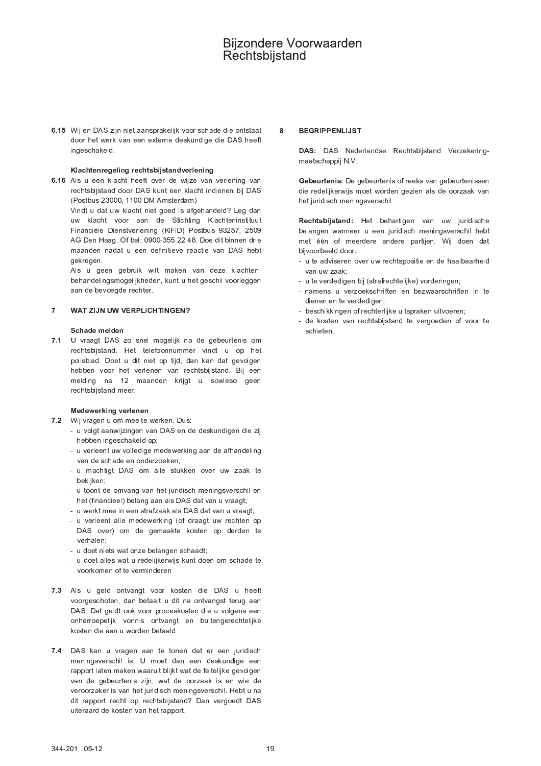**6.15** Wij en DAS zijn niet aansprakelijk voor schade die ontstaat door het werk van een externe deskundige die DAS heeft ingeschakeld.

**Klachtenregeling rechtsbijstandverlening**

**6.16** Als u een klacht heeft over de wijze van verlening van rechtsbijstand door DAS kunt een klacht indienen bij DAS (Postbus 23000, 1100 DM Amsterdam)

Vindt u dat uw klacht niet goed is afgehandeld? Leg dan uw klacht voor aan de Stichting Klacheninstituut Financiële Dienstverlening (KiFiD) Postbus 93257, 2509 AG Den Haag. Of bel: 0900-355 22 48. Doe dit binnen drie maanden nadat u een definitieve reactie van DAS hebt gekregen.

Als u geen gebruik wilt maken van deze klachten-behandelingsmogelijkheden, kunt u het geschil voorleggen aan de bevoegde rechter.

## 7 WAT ZIJN UW VERPLICHTINGEN?

**Schade melden**

**7.1** U vraagt DAS zo snel mogelijk na de gebeurtenis om rechtsbijstand. Het telefoonnummer vindt u op het polisblad. Doet u dit niet op tijd, dan kan dat gevolgen hebben voor het verlenen van rechtsbijstand. Bij een melding na 12 maanden krijgt u sowieso geen rechtsbijstand meer.

**Medewerking verlenen**

**7.2** Wij vragen u om mee te werken. Dus:

- u volgt aanwijzingen van DAS en de deskundigen die zij hebben ingeschakeld op;
- u verleent uw volledige medewerking aan de afhandeling van de schade en onderzoeken;
- u machtigt DAS om alle stukken over uw zaak te bekijken;
- u toont de omvang van het juridisch meningsverschil en het (financieel) belang aan als DAS dat van u vraagt;
- u werkt mee in een strafzaak als DAS dat van u vraagt;
- u verleent alle medewerking (of draagt uw rechten op DAS over) om de gemaakte kosten op derden te verhalen;
- u doet niets wat onze belangen schaadt;
- u doet alles wat u redelijkerwijs kunt doen om schade te voorkomen of te verminderen

**7.3** Als u geld ontvangt voor kosten die DAS u heeft voorgeschoten, dan betaalt u dit na ontvangst terug aan DAS. Dat geldt ook voor proceskosten die u volgens een onherroepelijk vonnis ontvangt en buitengerechtelijke kosten die aan u worden betaald.

**7.4** DAS kan u vragen aan te tonen dat er een juridisch meningsverschil is. U moet dan een deskundige een rapport laten maken waaruit blijkt wat de feitelijke gevolgen van de gebeurtenis zijn, wat de oorzaak is en wie de veroorzaker is van het juridisch meningsverschil. Hebt u na dit rapport recht op rechtsbijstand? Dan vergoedt DAS uiteraard de kosten van het rapport.

## 8 BEGRIPPENLIJST

**DAS:** DAS Nederlandse Rechtsbijstand Verzekering-maatschappij N.V.

**Gebeurtenis:** De gebeurtenis of reeks van gebeurtenissen die redelijkerwijs moet worden gezien als de oorzaak van het juridisch meningsverschil.

**Rechtsbijstand:** Het behartigen van uw juridische belangen wanneer u een juridisch meningsverschil hebt met één of meerdere andere partijen. Wij doen dat bijvoorbeeld door:

- u te adviseren over uw rechtspositie en de haalbaarheid van uw zaak;
- u te verdedigen bij (strafrechtelijke) vorderingen;
- namens u verzoekschriften en bezwaarschriften in te dienen en te verdedigen;
- beschikkingen of rechterlijke uitspraken uitvoeren;
- de kosten van rechtsbijstand te vergoeden of voor te schieten.